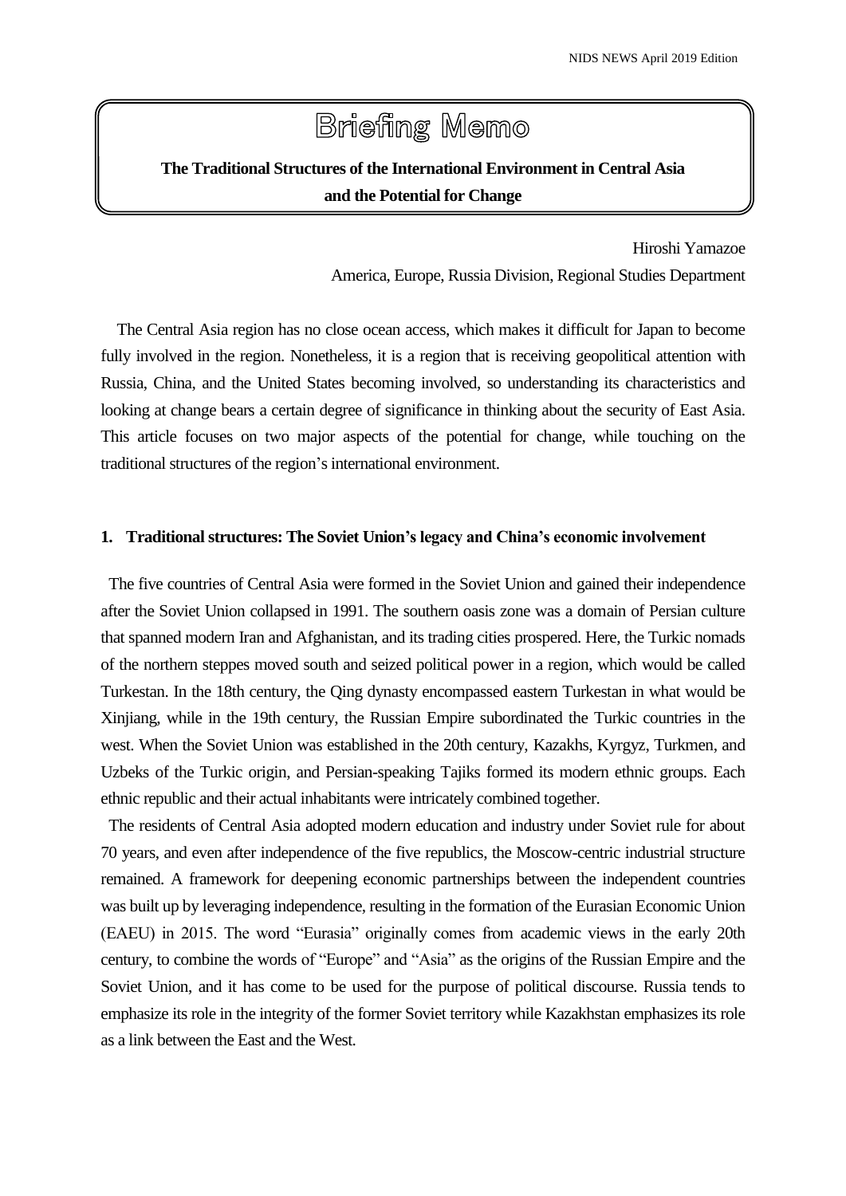# Briefing Memo

**The Traditional Structures of the International Environment in Central Asia and the Potential for Change**

Hiroshi Yamazoe

America, Europe, Russia Division, Regional Studies Department

The Central Asia region has no close ocean access, which makes it difficult for Japan to become fully involved in the region. Nonetheless, it is a region that is receiving geopolitical attention with Russia, China, and the United States becoming involved, so understanding its characteristics and looking at change bears a certain degree of significance in thinking about the security of East Asia. This article focuses on two major aspects of the potential for change, while touching on the traditional structures of the region's international environment.

## 1. Traditional structures: The Soviet Union's legacy and China's economic involvement

The five countries of Central Asia were formed in the Soviet Union and gained their independence after the Soviet Union collapsed in 1991. The southern oasis zone was a domain of Persian culture that spanned modern Iran and Afghanistan, and its trading cities prospered. Here, the Turkic nomads of the northern steppes moved south and seized political power in a region, which would be called Turkestan. In the 18th century, the Qing dynasty encompassed eastern Turkestan in what would be Xinjiang, while in the 19th century, the Russian Empire subordinated the Turkic countries in the west. When the Soviet Union was established in the 20th century, Kazakhs, Kyrgyz, Turkmen, and Uzbeks of the Turkic origin, and Persian-speaking Tajiks formed its modern ethnic groups. Each ethnic republic and their actual inhabitants were intricately combined together.

The residents of Central Asia adopted modern education and industry under Soviet rule for about 70 years, and even after independence of the five republics, the Moscow-centric industrial structure remained. A framework for deepening economic partnerships between the independent countries was built up by leveraging independence, resulting in the formation of the Eurasian Economic Union (EAEU) in 2015. The word "Eurasia" originally comes from academic views in the early 20th century, to combine the words of "Europe" and "Asia" as the origins of the Russian Empire and the Soviet Union, and it has come to be used for the purpose of political discourse. Russia tends to emphasize its role in the integrity of the former Soviet territory while Kazakhstan emphasizes its role as a link between the East and the West.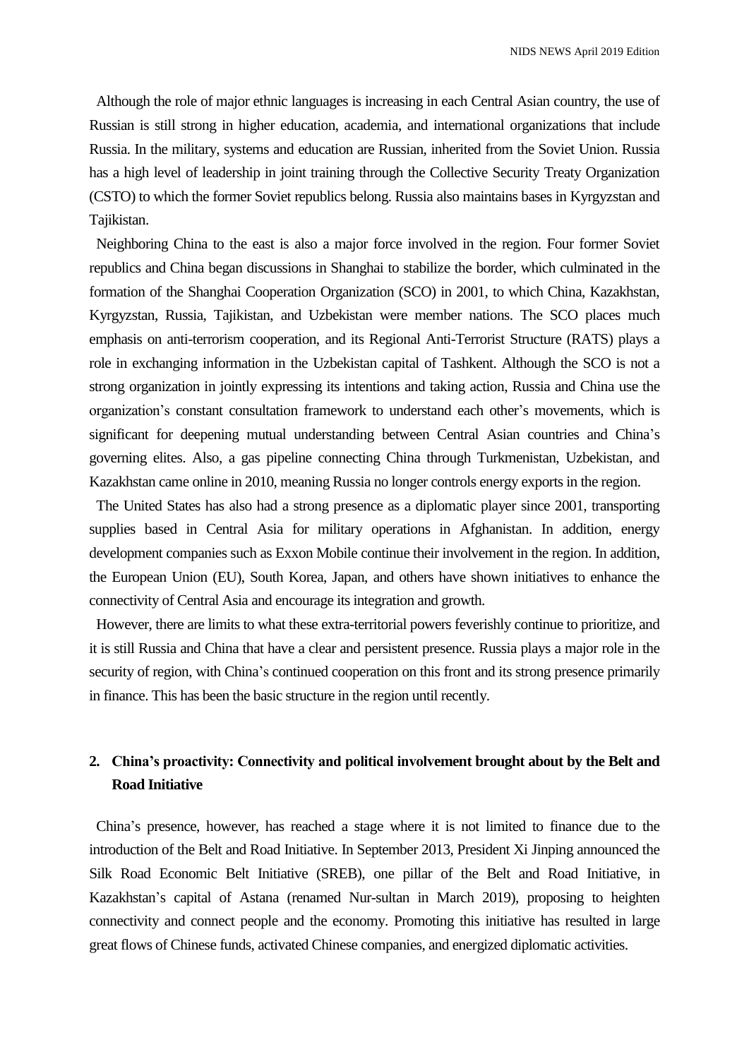Although the role of major ethnic languages is increasing in each Central Asian country, the use of Russian is still strong in higher education, academia, and international organizations that include Russia. In the military, systems and education are Russian, inherited from the Soviet Union. Russia has a high level of leadership in joint training through the Collective Security Treaty Organization (CSTO) to which the former Soviet republics belong. Russia also maintains bases in Kyrgyzstan and Tajikistan.

Neighboring China to the east is also a major force involved in the region. Four former Soviet republics and China began discussions in Shanghai to stabilize the border, which culminated in the formation of the Shanghai Cooperation Organization (SCO) in 2001, to which China, Kazakhstan, Kyrgyzstan, Russia, Tajikistan, and Uzbekistan were member nations. The SCO places much emphasis on anti-terrorism cooperation, and its Regional Anti-Terrorist Structure (RATS) plays a role in exchanging information in the Uzbekistan capital of Tashkent. Although the SCO is not a strong organization in jointly expressing its intentions and taking action, Russia and China use the organization's constant consultation framework to understand each other's movements, which is significant for deepening mutual understanding between Central Asian countries and China's governing elites. Also, a gas pipeline connecting China through Turkmenistan, Uzbekistan, and Kazakhstan came online in 2010, meaning Russia no longer controls energy exports in the region.

The United States has also had a strong presence as a diplomatic player since 2001, transporting supplies based in Central Asia for military operations in Afghanistan. In addition, energy development companies such as Exxon Mobile continue their involvement in the region. In addition, the European Union (EU), South Korea, Japan, and others have shown initiatives to enhance the connectivity of Central Asia and encourage its integration and growth.

However, there are limits to what these extra-territorial powers feverishly continue to prioritize, and it is still Russia and China that have a clear and persistent presence. Russia plays a major role in the security of region, with China's continued cooperation on this front and its strong presence primarily in finance. This has been the basic structure in the region until recently.

## 2. China's proactivity: Connectivity and political involvement brought about by the Belt and Road Initiative

China's presence, however, has reached a stage where it is not limited to finance due to the introduction of the Belt and Road Initiative. In September 2013, President Xi Jinping announced the Silk Road Economic Belt Initiative (SREB), one pillar of the Belt and Road Initiative, in Kazakhstan's capital of Astana (renamed Nur-sultan in March 2019), proposing to heighten connectivity and connect people and the economy. Promoting this initiative has resulted in large great flows of Chinese funds, activated Chinese companies, and energized diplomatic activities.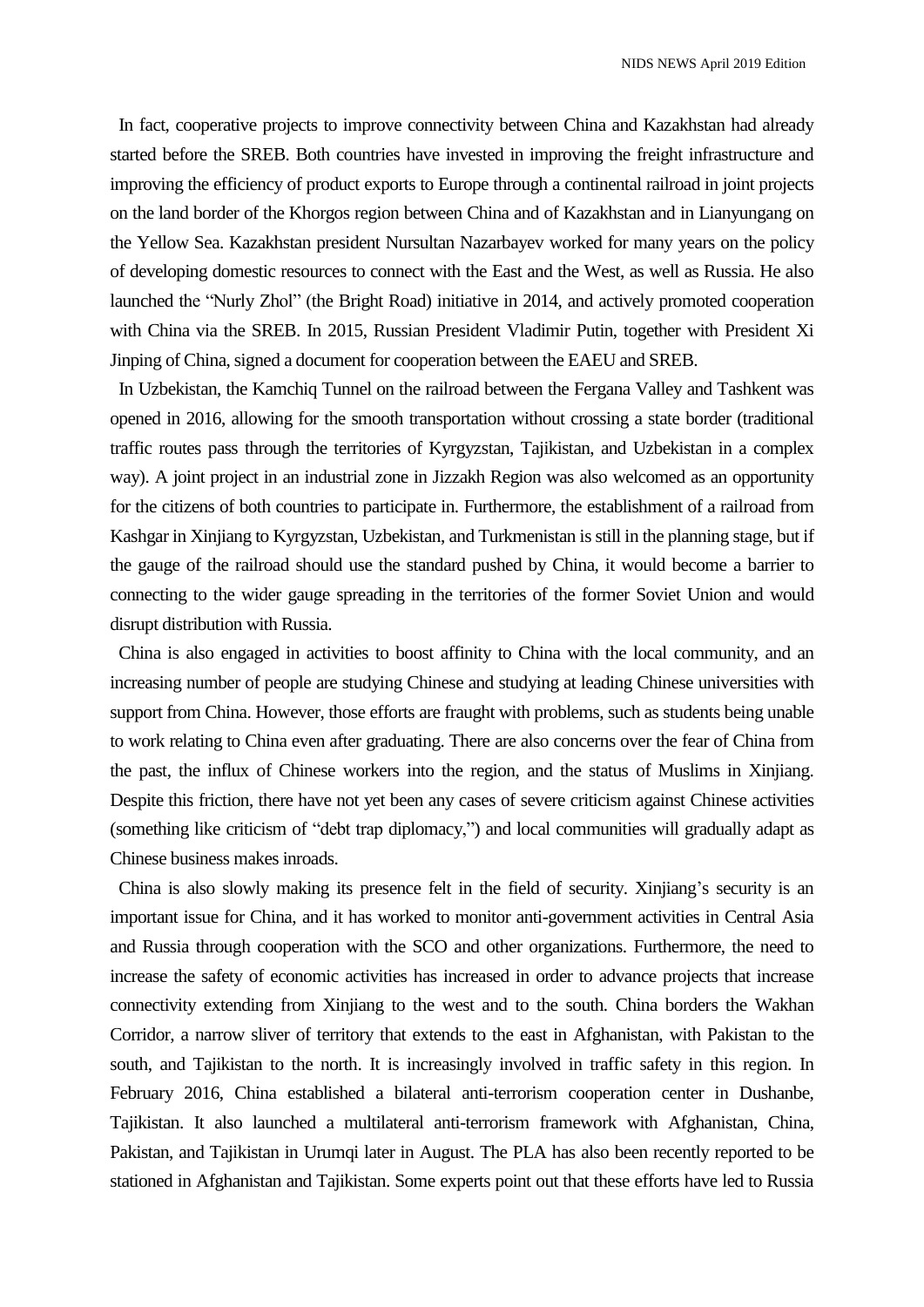In fact, cooperative projects to improve connectivity between China and Kazakhstan had already started before the SREB. Both countries have invested in improving the freight infrastructure and improving the efficiency of product exports to Europe through a continental railroad in joint projects on the land border of the Khorgos region between China and of Kazakhstan and in Lianyungang on the Yellow Sea. Kazakhstan president Nursultan Nazarbayev worked for many years on the policy of developing domestic resources to connect with the East and the West, as well as Russia. He also launched the "Nurly Zhol" (the Bright Road) initiative in 2014, and actively promoted cooperation with China via the SREB. In 2015, Russian President Vladimir Putin, together with President Xi Jinping of China, signed a document for cooperation between the EAEU and SREB.

In Uzbekistan, the Kamchiq Tunnel on the railroad between the Fergana Valley and Tashkent was opened in 2016, allowing for the smooth transportation without crossing a state border (traditional traffic routes pass through the territories of Kyrgyzstan, Tajikistan, and Uzbekistan in a complex way). A joint project in an industrial zone in Jizzakh Region was also welcomed as an opportunity for the citizens of both countries to participate in. Furthermore, the establishment of a railroad from Kashgar in Xinjiang to Kyrgyzstan, Uzbekistan, and Turkmenistan is still in the planning stage, but if the gauge of the railroad should use the standard pushed by China, it would become a barrier to connecting to the wider gauge spreading in the territories of the former Soviet Union and would disrupt distribution with Russia.

China is also engaged in activities to boost affinity to China with the local community, and an increasing number of people are studying Chinese and studying at leading Chinese universities with support from China. However, those efforts are fraught with problems, such as students being unable to work relating to China even after graduating. There are also concerns over the fear of China from the past, the influx of Chinese workers into the region, and the status of Muslims in Xinjiang. Despite this friction, there have not yet been any cases of severe criticism against Chinese activities (something like criticism of "debt trap diplomacy,") and local communities will gradually adapt as Chinese business makes inroads.

China is also slowly making its presence felt in the field of security. Xinjiang's security is an important issue for China, and it has worked to monitor anti-government activities in Central Asia and Russia through cooperation with the SCO and other organizations. Furthermore, the need to increase the safety of economic activities has increased in order to advance projects that increase connectivity extending from Xinjiang to the west and to the south. China borders the Wakhan Corridor, a narrow sliver of territory that extends to the east in Afghanistan, with Pakistan to the south, and Tajikistan to the north. It is increasingly involved in traffic safety in this region. In February 2016, China established a bilateral anti-terrorism cooperation center in Dushanbe, Tajikistan. It also launched a multilateral anti-terrorism framework with Afghanistan, China, Pakistan, and Tajikistan in Urumqi later in August. The PLA has also been recently reported to be stationed in Afghanistan and Tajikistan. Some experts point out that these efforts have led to Russia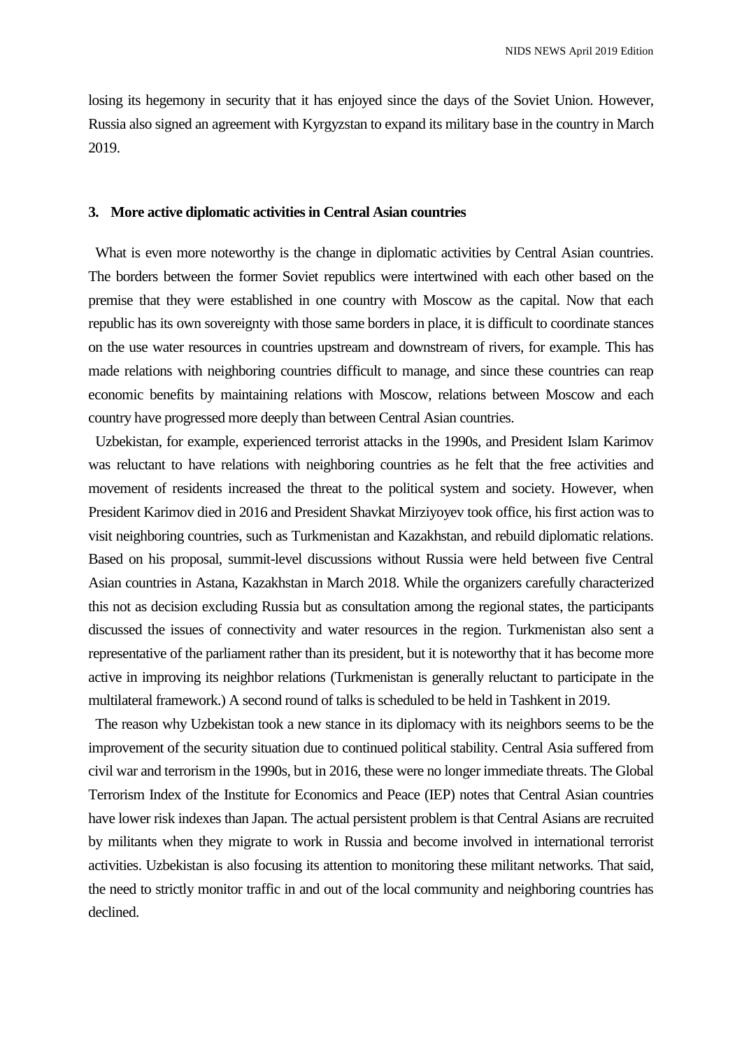losing its hegemony in security that it has enjoyed since the days of the Soviet Union. However, Russia also signed an agreement with Kyrgyzstan to expand its military base in the country in March 2019.

### 3. More active diplomatic activities in Central Asian countries

What is even more noteworthy is the change in diplomatic activities by Central Asian countries. The borders between the former Soviet republics were intertwined with each other based on the premise that they were established in one country with Moscow as the capital. Now that each republic has its own sovereignty with those same borders in place, it is difficult to coordinate stances on the use water resources in countries upstream and downstream of rivers, for example. This has made relations with neighboring countries difficult to manage, and since these countries can reap economic benefits by maintaining relations with Moscow, relations between Moscow and each country have progressed more deeply than between Central Asian countries.

Uzbekistan, for example, experienced terrorist attacks in the 1990s, and President Islam Karimov was reluctant to have relations with neighboring countries as he felt that the free activities and movement of residents increased the threat to the political system and society. However, when President Karimov died in 2016 and President Shavkat Mirziyoyev took office, his first action was to visit neighboring countries, such as Turkmenistan and Kazakhstan, and rebuild diplomatic relations. Based on his proposal, summit-level discussions without Russia were held between five Central Asian countries in Astana, Kazakhstan in March 2018. While the organizers carefully characterized this not as decision excluding Russia but as consultation among the regional states, the participants discussed the issues of connectivity and water resources in the region. Turkmenistan also sent a representative of the parliament rather than its president, but it is noteworthy that it has become more active in improving its neighbor relations (Turkmenistan is generally reluctant to participate in the multilateral framework.) A second round of talks is scheduled to be held in Tashkent in 2019.

The reason why Uzbekistan took a new stance in its diplomacy with its neighbors seems to be the improvement of the security situation due to continued political stability. Central Asia suffered from civil war and terrorism in the 1990s, but in 2016, these were no longer immediate threats. The Global Terrorism Index of the Institute for Economics and Peace (IEP) notes that Central Asian countries have lower risk indexes than Japan. The actual persistent problem is that Central Asians are recruited by militants when they migrate to work in Russia and become involved in international terrorist activities. Uzbekistan is also focusing its attention to monitoring these militant networks. That said, the need to strictly monitor traffic in and out of the local community and neighboring countries has declined.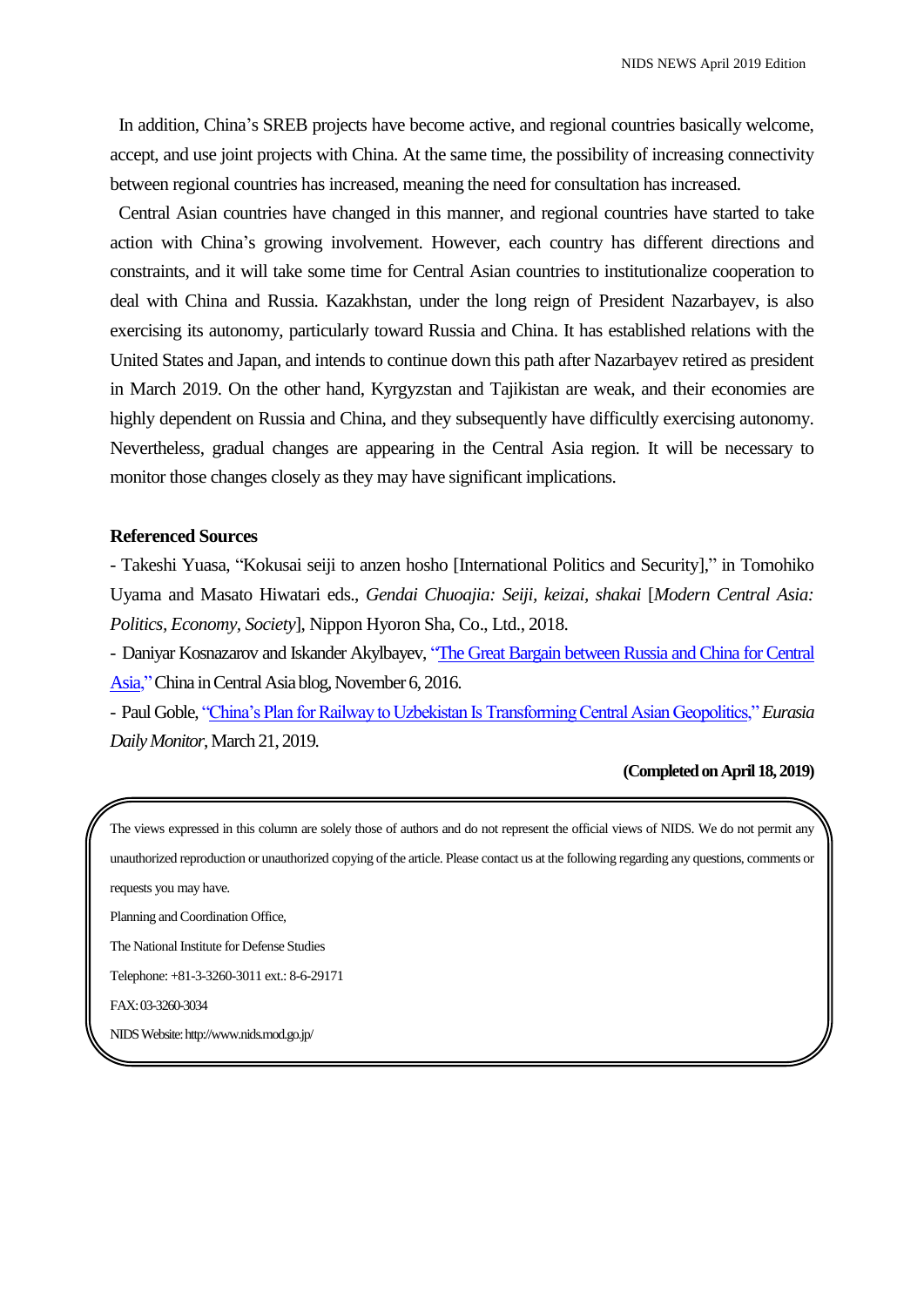In addition, China's SREB projects have become active, and regional countries basically welcome, accept, and use joint projects with China. At the same time, the possibility of increasing connectivity between regional countries has increased, meaning the need for consultation has increased.

Central Asian countries have changed in this manner, and regional countries have started to take action with China's growing involvement. However, each country has different directions and constraints, and it will take some time for Central Asian countries to institutionalize cooperation to deal with China and Russia. Kazakhstan, under the long reign of President Nazarbayev, is also exercising its autonomy, particularly toward Russia and China. It has established relations with the United States and Japan, and intends to continue down this path after Nazarbayev retired as president in March 2019. On the other hand, Kyrgyzstan and Tajikistan are weak, and their economies are highly dependent on Russia and China, and they subsequently have difficultly exercising autonomy. Nevertheless, gradual changes are appearing in the Central Asia region. It will be necessary to monitor those changes closely as they may have significant implications.

**Referenced Sources**

- Takeshi Yuasa, "Kokusai seiji to anzen hosho [International Politics and Security]," in Tomohiko Uyama and Masato Hiwatari eds., *Gendai Chuoajia: Seiji, keizai, shakai* [*Modern Central Asia: Politics, Economy, Society*], Nippon Hyoron Sha, Co., Ltd., 2018.
- Daniyar Kosnazarov and Iskander Akylbayev, "The Great Bargain between Russia and China for Central Asia," China in Central Asia blog, November 6, 2016.
- Paul Goble, "China's Plan for Railway to Uzbekistan Is Transforming Central Asian Geopolitics," *Eurasia Daily Monitor*, March 21, 2019.

**(Completed on April 18, 2019)**

The views expressed in this column are solely those of authors and do not represent the official views of NIDS. We do not permit any unauthorized reproduction or unauthorized copying of the article. Please contact us at the following regarding any questions, comments or requests you may have.

Planning and Coordination Office,

The National Institute for Defense Studies

Telephone: +81-3-3260-3011 ext.: 8-6-29171

FAX: 03-3260-3034

NIDS Website: http://www.nids.mod.go.jp/